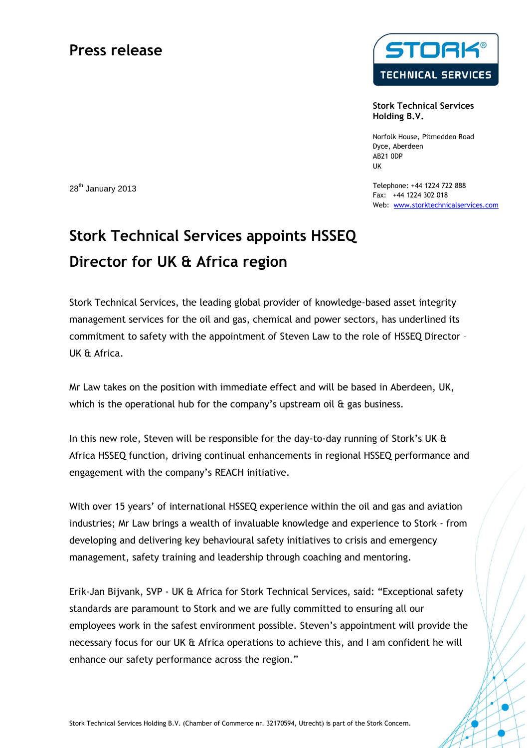Press release

STORK® TECHNICAL SERVICES

**Stork Technical Services Holding B.V.**

Norfolk House, Pitmedden Road
Dyce, Aberdeen
AB21 0DP
UK

Telephone: +44 1224 722 888
Fax: +44 1224 302 018
Web: www.storktechnicalservices.com

28th January 2013

# Stork Technical Services appoints HSSEQ Director for UK & Africa region

Stork Technical Services, the leading global provider of knowledge-based asset integrity management services for the oil and gas, chemical and power sectors, has underlined its commitment to safety with the appointment of Steven Law to the role of HSSEQ Director – UK & Africa.

Mr Law takes on the position with immediate effect and will be based in Aberdeen, UK, which is the operational hub for the company's upstream oil & gas business.

In this new role, Steven will be responsible for the day-to-day running of Stork's UK & Africa HSSEQ function, driving continual enhancements in regional HSSEQ performance and engagement with the company's REACH initiative.

With over 15 years' of international HSSEQ experience within the oil and gas and aviation industries; Mr Law brings a wealth of invaluable knowledge and experience to Stork - from developing and delivering key behavioural safety initiatives to crisis and emergency management, safety training and leadership through coaching and mentoring.

Erik-Jan Bijvank, SVP - UK & Africa for Stork Technical Services, said: "Exceptional safety standards are paramount to Stork and we are fully committed to ensuring all our employees work in the safest environment possible. Steven's appointment will provide the necessary focus for our UK & Africa operations to achieve this, and I am confident he will enhance our safety performance across the region."

Stork Technical Services Holding B.V. (Chamber of Commerce nr. 32170594, Utrecht) is part of the Stork Concern.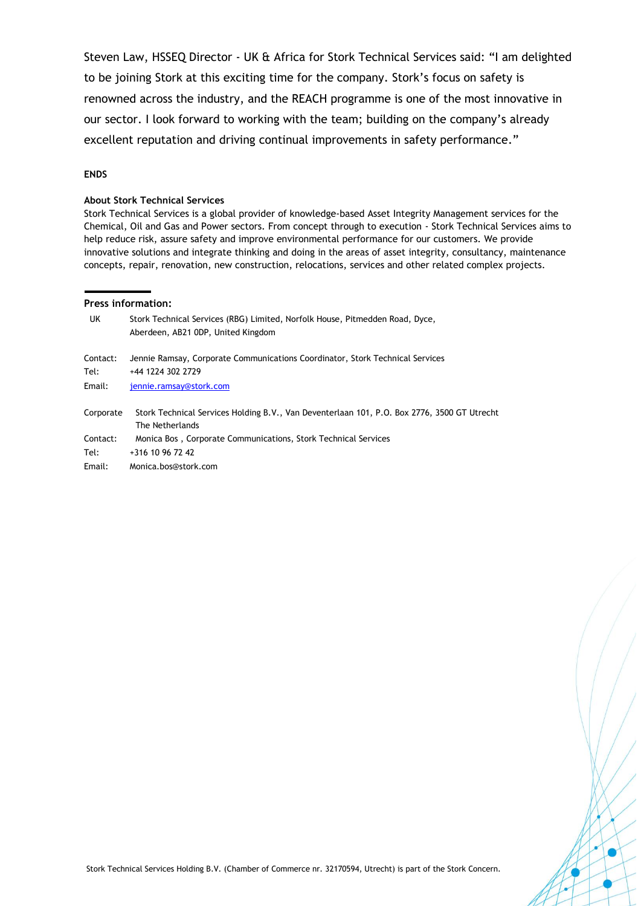Steven Law, HSSEQ Director - UK & Africa for Stork Technical Services said: "I am delighted to be joining Stork at this exciting time for the company. Stork's focus on safety is renowned across the industry, and the REACH programme is one of the most innovative in our sector. I look forward to working with the team; building on the company's already excellent reputation and driving continual improvements in safety performance."

**ENDS**

**About Stork Technical Services**
Stork Technical Services is a global provider of knowledge-based Asset Integrity Management services for the Chemical, Oil and Gas and Power sectors. From concept through to execution - Stork Technical Services aims to help reduce risk, assure safety and improve environmental performance for our customers. We provide innovative solutions and integrate thinking and doing in the areas of asset integrity, consultancy, maintenance concepts, repair, renovation, new construction, relocations, services and other related complex projects.

**Press information:**

| | |
|---|---|
| UK | Stork Technical Services (RBG) Limited, Norfolk House, Pitmedden Road, Dyce, Aberdeen, AB21 0DP, United Kingdom |
| Contact: | Jennie Ramsay, Corporate Communications Coordinator, Stork Technical Services |
| Tel: | +44 1224 302 2729 |
| Email: | jennie.ramsay@stork.com |
| Corporate | Stork Technical Services Holding B.V., Van Deventerlaan 101, P.O. Box 2776, 3500 GT Utrecht The Netherlands |
| Contact: | Monica Bos , Corporate Communications, Stork Technical Services |
| Tel: | +316 10 96 72 42 |
| Email: | Monica.bos@stork.com |

Stork Technical Services Holding B.V. (Chamber of Commerce nr. 32170594, Utrecht) is part of the Stork Concern.